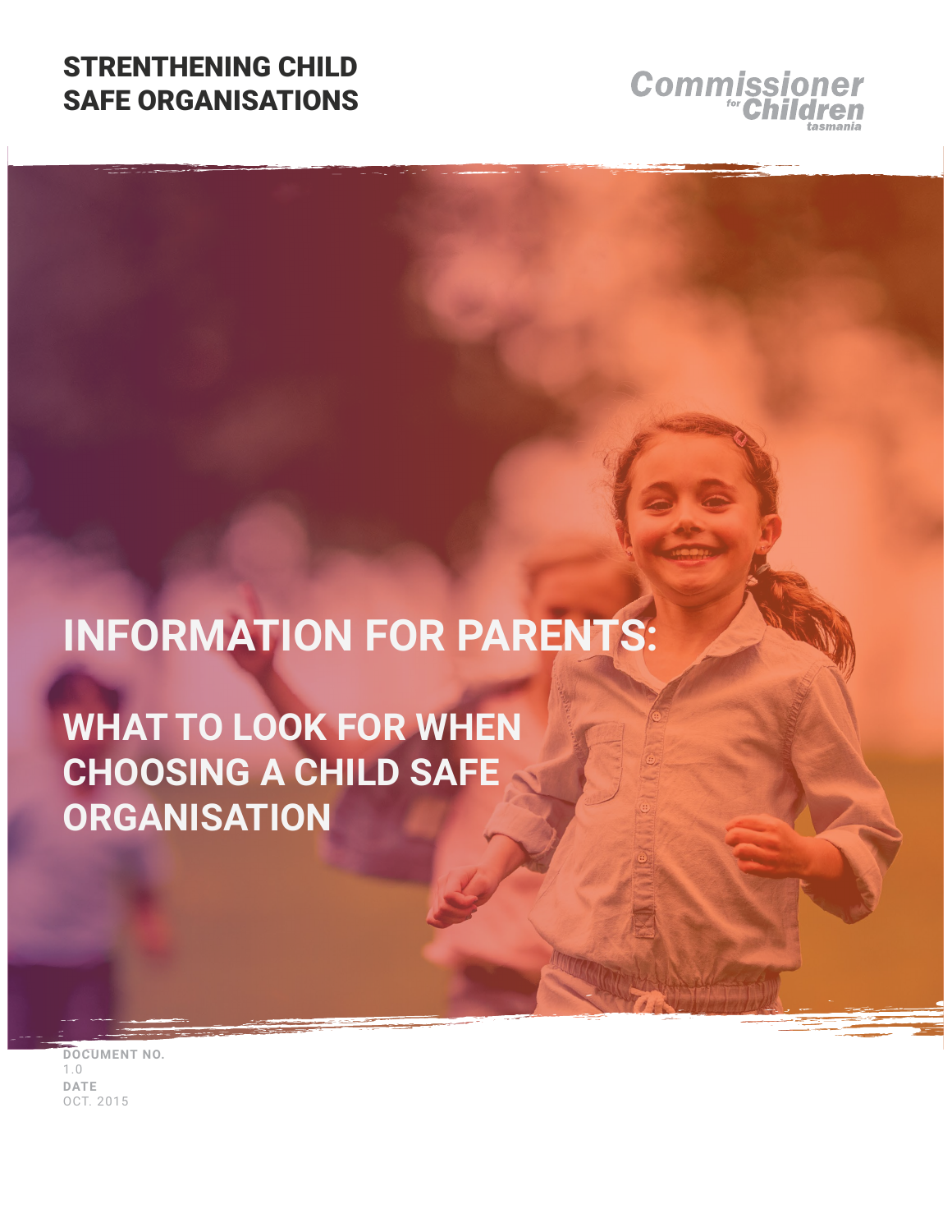STRENTHENING CHILD SAFE ORGANISATIONS

Commissioner for Children tasmania

# INFORMATION FOR PARENTS:

## WHAT TO LOOK FOR WHEN CHOOSING A CHILD SAFE ORGANISATION

**DOCUMENT NO.**
1.0
**DATE**
OCT. 2015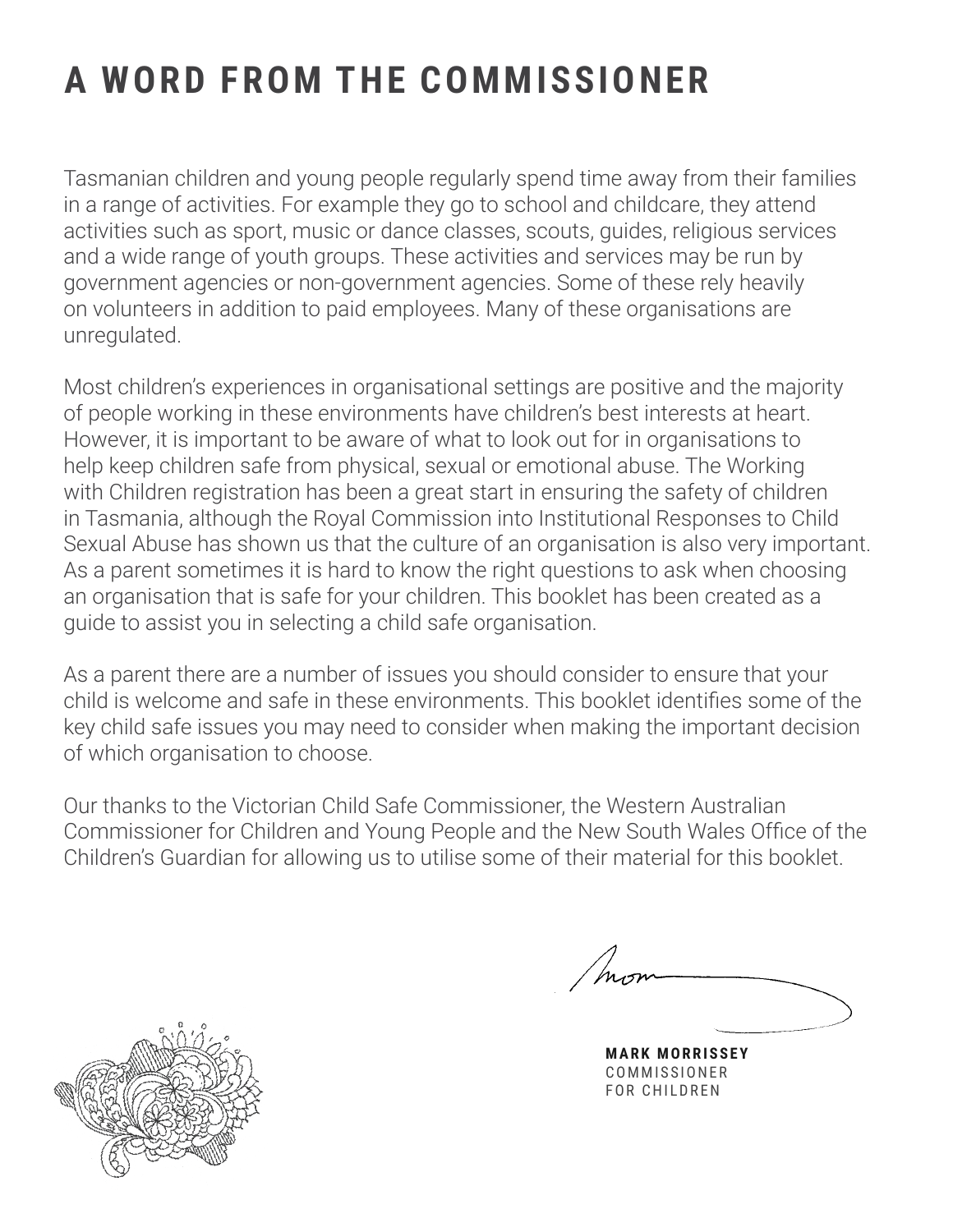# A WORD FROM THE COMMISSIONER

Tasmanian children and young people regularly spend time away from their families in a range of activities. For example they go to school and childcare, they attend activities such as sport, music or dance classes, scouts, guides, religious services and a wide range of youth groups. These activities and services may be run by government agencies or non-government agencies. Some of these rely heavily on volunteers in addition to paid employees. Many of these organisations are unregulated.

Most children's experiences in organisational settings are positive and the majority of people working in these environments have children's best interests at heart. However, it is important to be aware of what to look out for in organisations to help keep children safe from physical, sexual or emotional abuse. The Working with Children registration has been a great start in ensuring the safety of children in Tasmania, although the Royal Commission into Institutional Responses to Child Sexual Abuse has shown us that the culture of an organisation is also very important. As a parent sometimes it is hard to know the right questions to ask when choosing an organisation that is safe for your children. This booklet has been created as a guide to assist you in selecting a child safe organisation.

As a parent there are a number of issues you should consider to ensure that your child is welcome and safe in these environments. This booklet identifies some of the key child safe issues you may need to consider when making the important decision of which organisation to choose.

Our thanks to the Victorian Child Safe Commissioner, the Western Australian Commissioner for Children and Young People and the New South Wales Office of the Children's Guardian for allowing us to utilise some of their material for this booklet.

**MARK MORRISSEY**
COMMISSIONER
FOR CHILDREN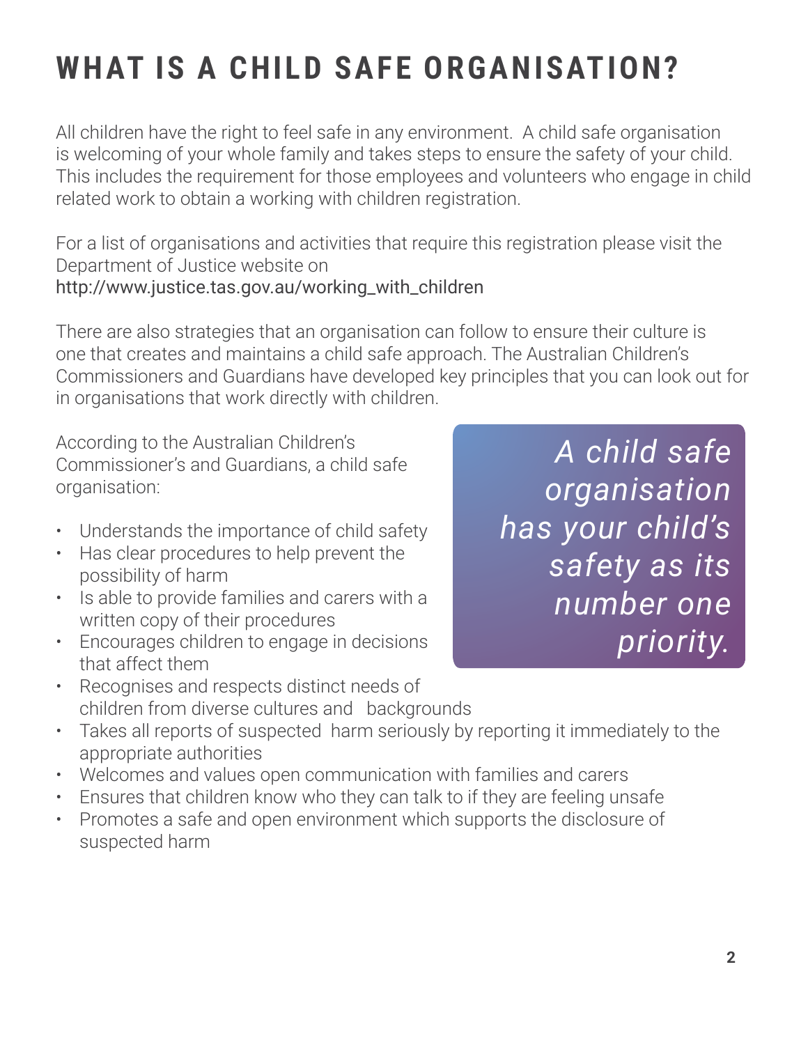# WHAT IS A CHILD SAFE ORGANISATION?

All children have the right to feel safe in any environment. A child safe organisation is welcoming of your whole family and takes steps to ensure the safety of your child. This includes the requirement for those employees and volunteers who engage in child related work to obtain a working with children registration.

For a list of organisations and activities that require this registration please visit the Department of Justice website on http://www.justice.tas.gov.au/working_with_children

There are also strategies that an organisation can follow to ensure their culture is one that creates and maintains a child safe approach. The Australian Children's Commissioners and Guardians have developed key principles that you can look out for in organisations that work directly with children.

According to the Australian Children's Commissioner's and Guardians, a child safe organisation:

- Understands the importance of child safety
- Has clear procedures to help prevent the possibility of harm
- Is able to provide families and carers with a written copy of their procedures
- Encourages children to engage in decisions that affect them
- Recognises and respects distinct needs of children from diverse cultures and backgrounds
- Takes all reports of suspected harm seriously by reporting it immediately to the appropriate authorities
- Welcomes and values open communication with families and carers
- Ensures that children know who they can talk to if they are feeling unsafe
- Promotes a safe and open environment which supports the disclosure of suspected harm

*A child safe organisation has your child's safety as its number one priority.*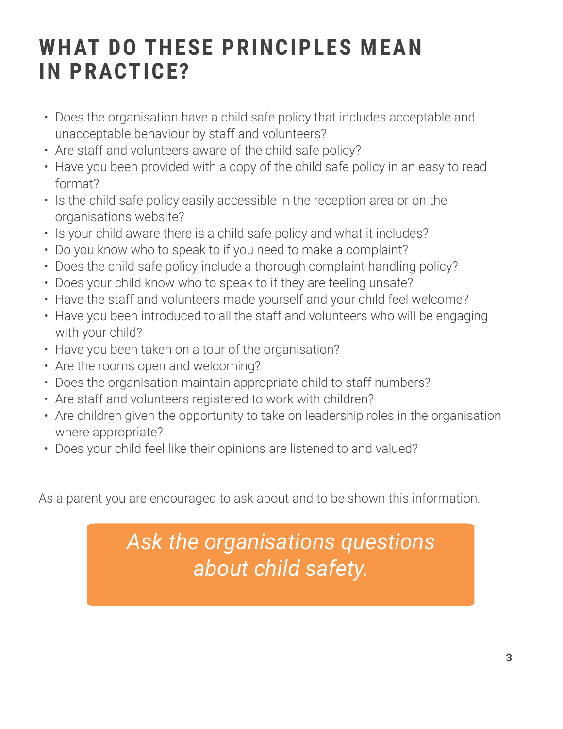# WHAT DO THESE PRINCIPLES MEAN IN PRACTICE?

- Does the organisation have a child safe policy that includes acceptable and unacceptable behaviour by staff and volunteers?
- Are staff and volunteers aware of the child safe policy?
- Have you been provided with a copy of the child safe policy in an easy to read format?
- Is the child safe policy easily accessible in the reception area or on the organisations website?
- Is your child aware there is a child safe policy and what it includes?
- Do you know who to speak to if you need to make a complaint?
- Does the child safe policy include a thorough complaint handling policy?
- Does your child know who to speak to if they are feeling unsafe?
- Have the staff and volunteers made yourself and your child feel welcome?
- Have you been introduced to all the staff and volunteers who will be engaging with your child?
- Have you been taken on a tour of the organisation?
- Are the rooms open and welcoming?
- Does the organisation maintain appropriate child to staff numbers?
- Are staff and volunteers registered to work with children?
- Are children given the opportunity to take on leadership roles in the organisation where appropriate?
- Does your child feel like their opinions are listened to and valued?

As a parent you are encouraged to ask about and to be shown this information.

*Ask the organisations questions about child safety.*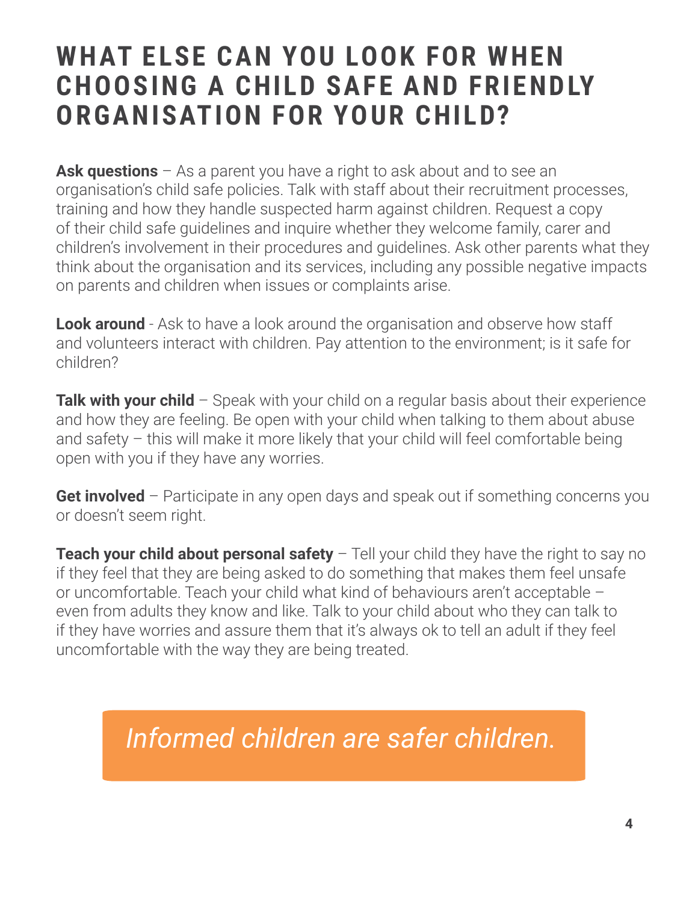# WHAT ELSE CAN YOU LOOK FOR WHEN CHOOSING A CHILD SAFE AND FRIENDLY ORGANISATION FOR YOUR CHILD?

**Ask questions** – As a parent you have a right to ask about and to see an organisation's child safe policies. Talk with staff about their recruitment processes, training and how they handle suspected harm against children. Request a copy of their child safe guidelines and inquire whether they welcome family, carer and children's involvement in their procedures and guidelines. Ask other parents what they think about the organisation and its services, including any possible negative impacts on parents and children when issues or complaints arise.

**Look around** - Ask to have a look around the organisation and observe how staff and volunteers interact with children. Pay attention to the environment; is it safe for children?

**Talk with your child** – Speak with your child on a regular basis about their experience and how they are feeling. Be open with your child when talking to them about abuse and safety – this will make it more likely that your child will feel comfortable being open with you if they have any worries.

**Get involved** – Participate in any open days and speak out if something concerns you or doesn't seem right.

**Teach your child about personal safety** – Tell your child they have the right to say no if they feel that they are being asked to do something that makes them feel unsafe or uncomfortable. Teach your child what kind of behaviours aren't acceptable – even from adults they know and like. Talk to your child about who they can talk to if they have worries and assure them that it's always ok to tell an adult if they feel uncomfortable with the way they are being treated.

*Informed children are safer children.*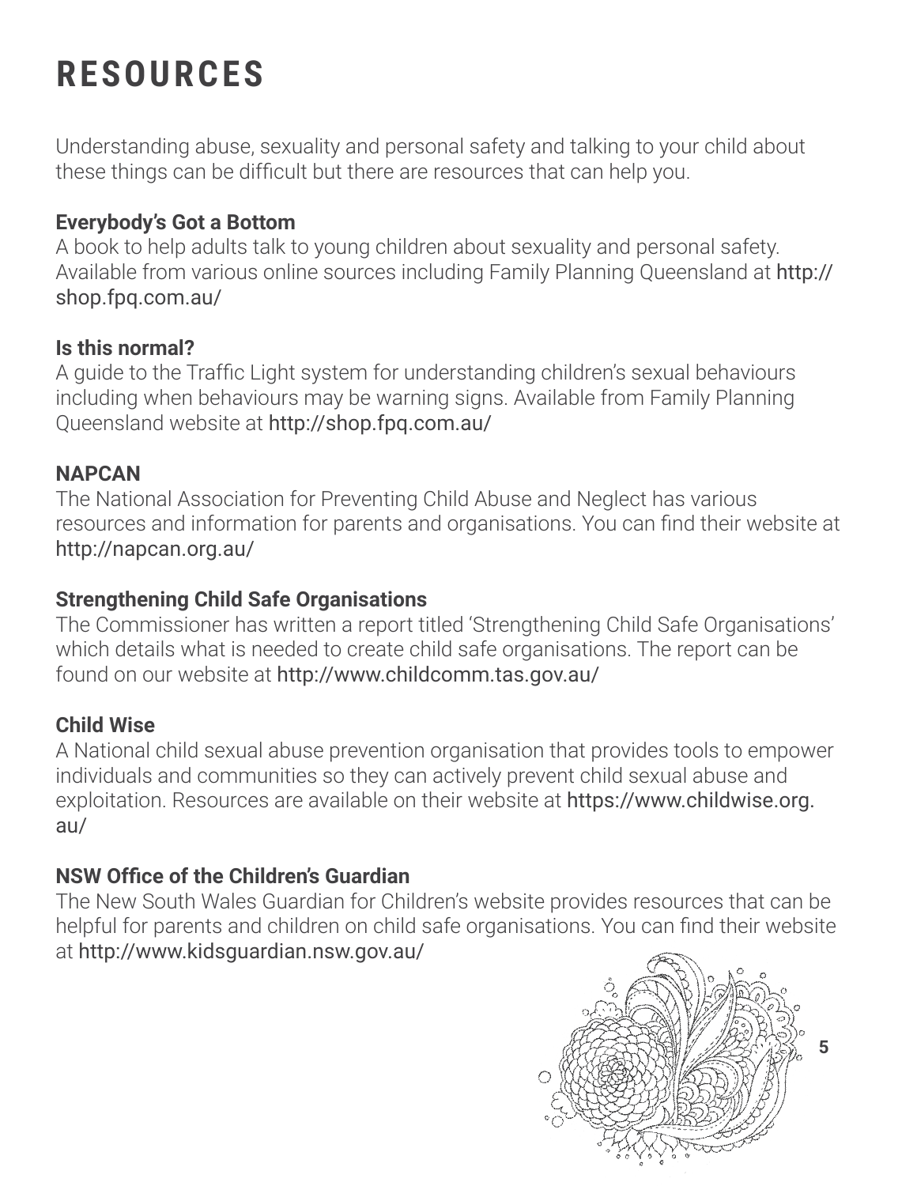# RESOURCES

Understanding abuse, sexuality and personal safety and talking to your child about these things can be difficult but there are resources that can help you.

**Everybody's Got a Bottom**
A book to help adults talk to young children about sexuality and personal safety. Available from various online sources including Family Planning Queensland at http://shop.fpq.com.au/

**Is this normal?**
A guide to the Traffic Light system for understanding children's sexual behaviours including when behaviours may be warning signs. Available from Family Planning Queensland website at http://shop.fpq.com.au/

**NAPCAN**
The National Association for Preventing Child Abuse and Neglect has various resources and information for parents and organisations. You can find their website at http://napcan.org.au/

**Strengthening Child Safe Organisations**
The Commissioner has written a report titled 'Strengthening Child Safe Organisations' which details what is needed to create child safe organisations. The report can be found on our website at http://www.childcomm.tas.gov.au/

**Child Wise**
A National child sexual abuse prevention organisation that provides tools to empower individuals and communities so they can actively prevent child sexual abuse and exploitation. Resources are available on their website at https://www.childwise.org.au/

**NSW Office of the Children's Guardian**
The New South Wales Guardian for Children's website provides resources that can be helpful for parents and children on child safe organisations. You can find their website at http://www.kidsguardian.nsw.gov.au/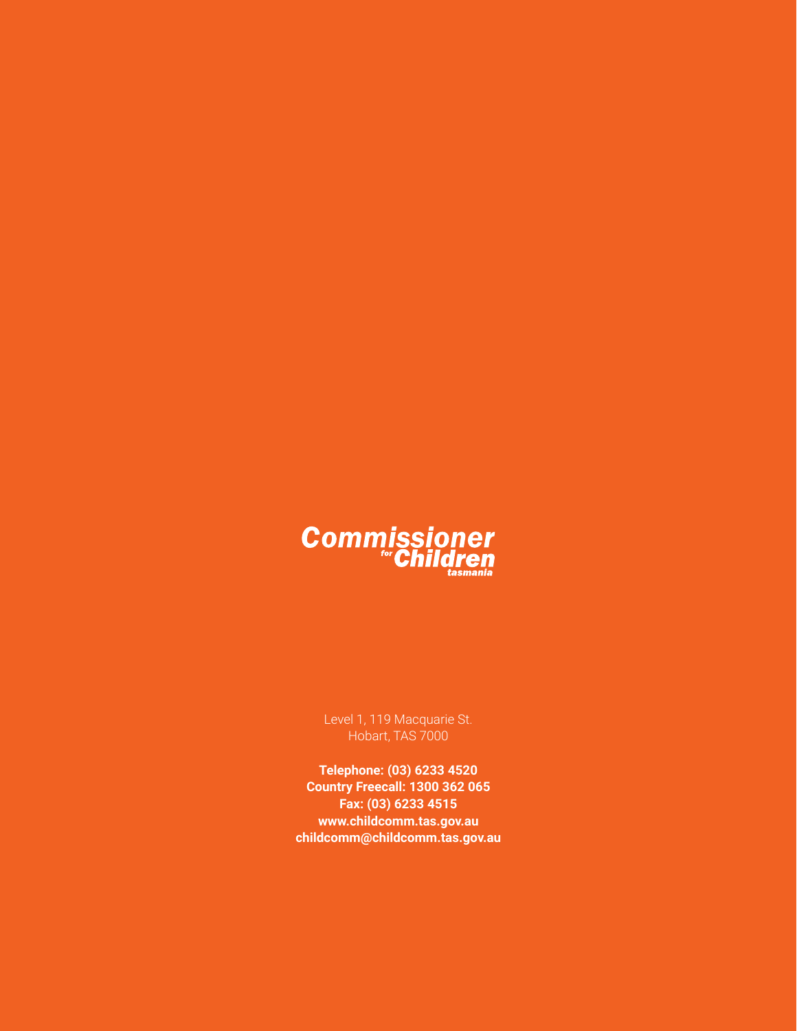Commissioner for Children tasmania

Level 1, 119 Macquarie St.
Hobart, TAS 7000

**Telephone: (03) 6233 4520**
**Country Freecall: 1300 362 065**
**Fax: (03) 6233 4515**
**www.childcomm.tas.gov.au**
**childcomm@childcomm.tas.gov.au**